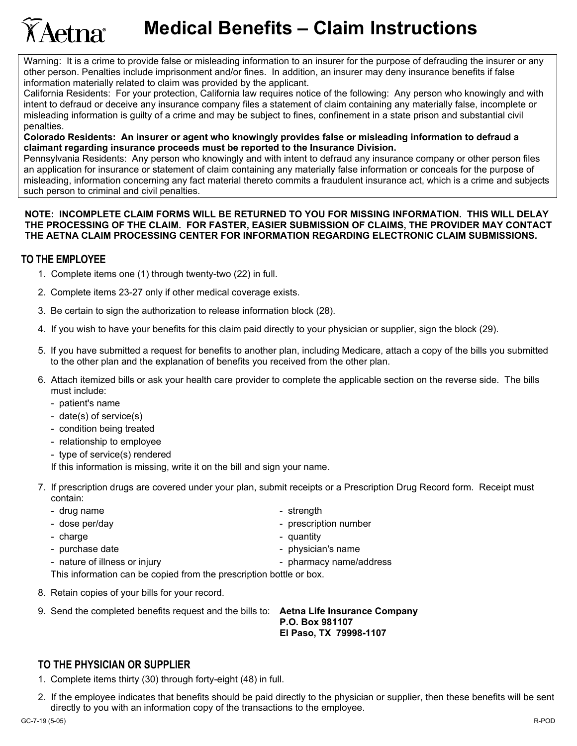# Aetna Medical Benefits – Claim Instructions

Warning: It is a crime to provide false or misleading information to an insurer for the purpose of defrauding the insurer or any other person. Penalties include imprisonment and/or fines. In addition, an insurer may deny insurance benefits if false information materially related to claim was provided by the applicant.

California Residents: For your protection, California law requires notice of the following: Any person who knowingly and with intent to defraud or deceive any insurance company files a statement of claim containing any materially false, incomplete or misleading information is guilty of a crime and may be subject to fines, confinement in a state prison and substantial civil penalties.

**Colorado Residents: An insurer or agent who knowingly provides false or misleading information to defraud a claimant regarding insurance proceeds must be reported to the Insurance Division.**

Pennsylvania Residents: Any person who knowingly and with intent to defraud any insurance company or other person files an application for insurance or statement of claim containing any materially false information or conceals for the purpose of misleading, information concerning any fact material thereto commits a fraudulent insurance act, which is a crime and subjects such person to criminal and civil penalties.

**NOTE: INCOMPLETE CLAIM FORMS WILL BE RETURNED TO YOU FOR MISSING INFORMATION. THIS WILL DELAY THE PROCESSING OF THE CLAIM. FOR FASTER, EASIER SUBMISSION OF CLAIMS, THE PROVIDER MAY CONTACT THE AETNA CLAIM PROCESSING CENTER FOR INFORMATION REGARDING ELECTRONIC CLAIM SUBMISSIONS.**

## TO THE EMPLOYEE

1. Complete items one (1) through twenty-two (22) in full.
2. Complete items 23-27 only if other medical coverage exists.
3. Be certain to sign the authorization to release information block (28).
4. If you wish to have your benefits for this claim paid directly to your physician or supplier, sign the block (29).
5. If you have submitted a request for benefits to another plan, including Medicare, attach a copy of the bills you submitted to the other plan and the explanation of benefits you received from the other plan.
6. Attach itemized bills or ask your health care provider to complete the applicable section on the reverse side. The bills must include:
   - patient's name
   - date(s) of service(s)
   - condition being treated
   - relationship to employee
   - type of service(s) rendered

   If this information is missing, write it on the bill and sign your name.
7. If prescription drugs are covered under your plan, submit receipts or a Prescription Drug Record form. Receipt must contain:
   - drug name
   - strength
   - dose per/day
   - prescription number
   - charge
   - quantity
   - purchase date
   - physician's name
   - nature of illness or injury
   - pharmacy name/address

   This information can be copied from the prescription bottle or box.
8. Retain copies of your bills for your record.
9. Send the completed benefits request and the bills to: **Aetna Life Insurance Company**
   **P.O. Box 981107**
   **El Paso, TX 79998-1107**

## TO THE PHYSICIAN OR SUPPLIER

1. Complete items thirty (30) through forty-eight (48) in full.
2. If the employee indicates that benefits should be paid directly to the physician or supplier, then these benefits will be sent directly to you with an information copy of the transactions to the employee.

GC-7-19 (5-05) R-POD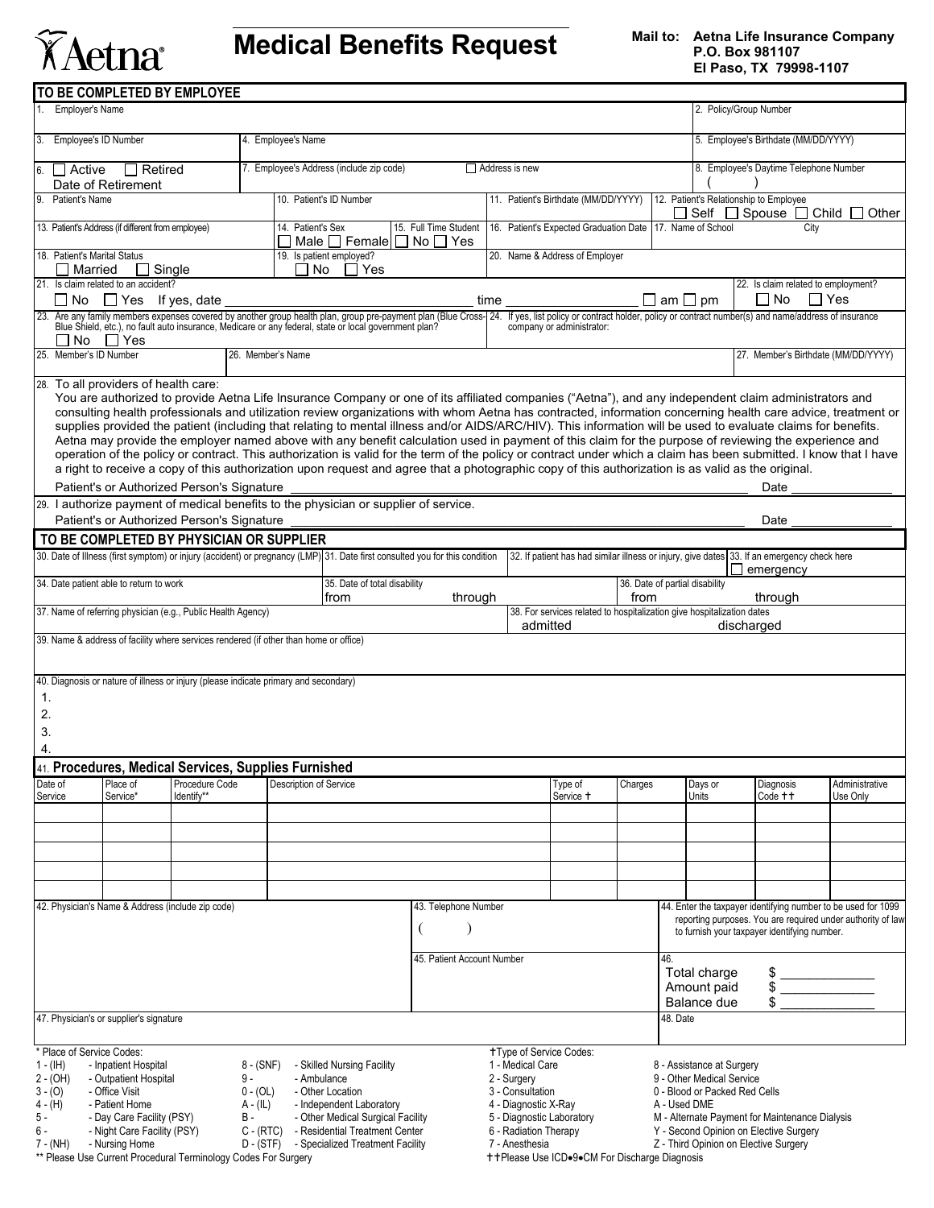Aetna®

# Medical Benefits Request

**Mail to: Aetna Life Insurance Company**
**P.O. Box 981107**
**El Paso, TX 79998-1107**

## TO BE COMPLETED BY EMPLOYEE

1. Employer's Name
2. Policy/Group Number
3. Employee's ID Number
4. Employee's Name
5. Employee's Birthdate (MM/DD/YYYY)
6. ☐ Active ☐ Retired
   Date of Retirement
7. Employee's Address (include zip code) ☐ Address is new
8. Employee's Daytime Telephone Number ( )
9. Patient's Name
10. Patient's ID Number
11. Patient's Birthdate (MM/DD/YYYY)
12. Patient's Relationship to Employee ☐ Self ☐ Spouse ☐ Child ☐ Other
13. Patient's Address (if different from employee)
14. Patient's Sex ☐ Male ☐ Female
15. Full Time Student ☐ No ☐ Yes
16. Patient's Expected Graduation Date
17. Name of School City
18. Patient's Marital Status ☐ Married ☐ Single
19. Is patient employed? ☐ No ☐ Yes
20. Name & Address of Employer
21. Is claim related to an accident? ☐ No ☐ Yes If yes, date \_\_\_\_\_\_\_\_\_\_ time \_\_\_\_\_\_\_\_\_\_ ☐ am ☐ pm
22. Is claim related to employment? ☐ No ☐ Yes
23. Are any family members expenses covered by another group health plan, group pre-payment plan (Blue Cross-Blue Shield, etc.), no fault auto insurance, Medicare or any federal, state or local government plan? ☐ No ☐ Yes
24. If yes, list policy or contract holder, policy or contract number(s) and name/address of insurance company or administrator:
25. Member's ID Number
26. Member's Name
27. Member's Birthdate (MM/DD/YYYY)
28. To all providers of health care:
    You are authorized to provide Aetna Life Insurance Company or one of its affiliated companies ("Aetna"), and any independent claim administrators and consulting health professionals and utilization review organizations with whom Aetna has contracted, information concerning health care advice, treatment or supplies provided the patient (including that relating to mental illness and/or AIDS/ARC/HIV). This information will be used to evaluate claims for benefits. Aetna may provide the employer named above with any benefit calculation used in payment of this claim for the purpose of reviewing the experience and operation of the policy or contract. This authorization is valid for the term of the policy or contract under which a claim has been submitted. I know that I have a right to receive a copy of this authorization upon request and agree that a photographic copy of this authorization is as valid as the original.
    Patient's or Authorized Person's Signature \_\_\_\_\_\_\_\_\_\_\_\_\_\_\_\_\_\_\_\_ Date \_\_\_\_\_\_\_\_\_\_
29. I authorize payment of medical benefits to the physician or supplier of service.
    Patient's or Authorized Person's Signature \_\_\_\_\_\_\_\_\_\_\_\_\_\_\_\_\_\_\_\_ Date \_\_\_\_\_\_\_\_\_\_

## TO BE COMPLETED BY PHYSICIAN OR SUPPLIER

30. Date of Illness (first symptom) or injury (accident) or pregnancy (LMP)
31. Date first consulted you for this condition
32. If patient has had similar illness or injury, give dates
33. If an emergency check here ☐ emergency
34. Date patient able to return to work
35. Date of total disability from through
36. Date of partial disability from through
37. Name of referring physician (e.g., Public Health Agency)
38. For services related to hospitalization give hospitalization dates admitted discharged
39. Name & address of facility where services rendered (if other than home or office)
40. Diagnosis or nature of illness or injury (please indicate primary and secondary)
    1.
    2.
    3.
    4.

41. **Procedures, Medical Services, Supplies Furnished**

| Date of Service | Place of Service* | Procedure Code Identify** | Description of Service | Type of Service † | Charges | Days or Units | Diagnosis Code †† | Administrative Use Only |
|---|---|---|---|---|---|---|---|---|
| | | | | | | | | |
| | | | | | | | | |
| | | | | | | | | |
| | | | | | | | | |
| | | | | | | | | |

42. Physician's Name & Address (include zip code)
43. Telephone Number ( )
44. Enter the taxpayer identifying number to be used for 1099 reporting purposes. You are required under authority of law to furnish your taxpayer identifying number.
45. Patient Account Number
46. Total charge $ \_\_\_\_\_\_\_\_
    Amount paid $ \_\_\_\_\_\_\_\_
    Balance due $ \_\_\_\_\_\_\_\_
47. Physician's or supplier's signature
48. Date

\* Place of Service Codes:
- 1 - (IH) - Inpatient Hospital
- 2 - (OH) - Outpatient Hospital
- 3 - (O) - Office Visit
- 4 - (H) - Patient Home
- 5 - - Day Care Facility (PSY)
- 6 - - Night Care Facility (PSY)
- 7 - (NH) - Nursing Home
- 8 - (SNF) - Skilled Nursing Facility
- 9 - - Ambulance
- 0 - (OL) - Other Location
- A - (IL) - Independent Laboratory
- B - - Other Medical Surgical Facility
- C - (RTC) - Residential Treatment Center
- D - (STF) - Specialized Treatment Facility

\*\* Please Use Current Procedural Terminology Codes For Surgery

† Type of Service Codes:
- 1 - Medical Care
- 2 - Surgery
- 3 - Consultation
- 4 - Diagnostic X-Ray
- 5 - Diagnostic Laboratory
- 6 - Radiation Therapy
- 7 - Anesthesia
- 8 - Assistance at Surgery
- 9 - Other Medical Service
- 0 - Blood or Packed Red Cells
- A - Used DME
- M - Alternate Payment for Maintenance Dialysis
- Y - Second Opinion on Elective Surgery
- Z - Third Opinion on Elective Surgery

†† Please Use ICD•9•CM For Discharge Diagnosis